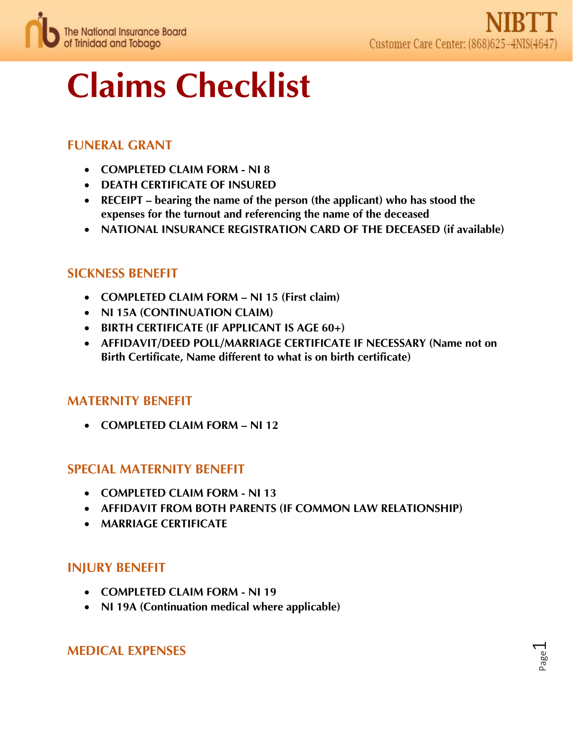# Claims Checklist

## FUNERAL GRANT

- **COMPLETED CLAIM FORM - NI 8**
- **DEATH CERTIFICATE OF INSURED**
- **RECEIPT – bearing the name of the person (the applicant) who has stood the expenses for the turnout and referencing the name of the deceased**
- **NATIONAL INSURANCE REGISTRATION CARD OF THE DECEASED (if available)**

## SICKNESS BENEFIT

- **COMPLETED CLAIM FORM – NI 15 (First claim)**
- **NI 15A (CONTINUATION CLAIM)**
- **BIRTH CERTIFICATE (IF APPLICANT IS AGE 60+)**
- **AFFIDAVIT/DEED POLL/MARRIAGE CERTIFICATE IF NECESSARY (Name not on Birth Certificate, Name different to what is on birth certificate)**

## MATERNITY BENEFIT

- **COMPLETED CLAIM FORM – NI 12**

## SPECIAL MATERNITY BENEFIT

- **COMPLETED CLAIM FORM - NI 13**
- **AFFIDAVIT FROM BOTH PARENTS (IF COMMON LAW RELATIONSHIP)**
- **MARRIAGE CERTIFICATE**

## INJURY BENEFIT

- **COMPLETED CLAIM FORM - NI 19**
- **NI 19A (Continuation medical where applicable)**

## MEDICAL EXPENSES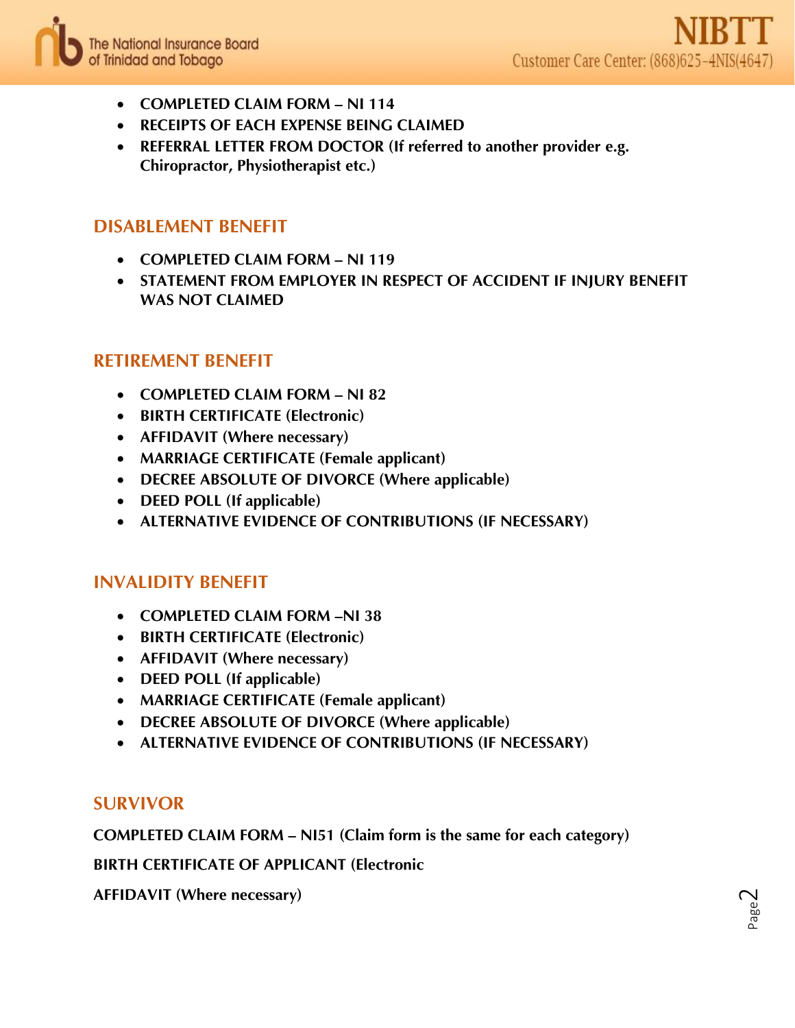- **COMPLETED CLAIM FORM – NI 114**
- **RECEIPTS OF EACH EXPENSE BEING CLAIMED**
- **REFERRAL LETTER FROM DOCTOR (If referred to another provider e.g. Chiropractor, Physiotherapist etc.)**

## DISABLEMENT BENEFIT

- **COMPLETED CLAIM FORM – NI 119**
- **STATEMENT FROM EMPLOYER IN RESPECT OF ACCIDENT IF INJURY BENEFIT WAS NOT CLAIMED**

## RETIREMENT BENEFIT

- **COMPLETED CLAIM FORM – NI 82**
- **BIRTH CERTIFICATE (Electronic)**
- **AFFIDAVIT (Where necessary)**
- **MARRIAGE CERTIFICATE (Female applicant)**
- **DECREE ABSOLUTE OF DIVORCE (Where applicable)**
- **DEED POLL (If applicable)**
- **ALTERNATIVE EVIDENCE OF CONTRIBUTIONS (IF NECESSARY)**

## INVALIDITY BENEFIT

- **COMPLETED CLAIM FORM –NI 38**
- **BIRTH CERTIFICATE (Electronic)**
- **AFFIDAVIT (Where necessary)**
- **DEED POLL (If applicable)**
- **MARRIAGE CERTIFICATE (Female applicant)**
- **DECREE ABSOLUTE OF DIVORCE (Where applicable)**
- **ALTERNATIVE EVIDENCE OF CONTRIBUTIONS (IF NECESSARY)**

## SURVIVOR

**COMPLETED CLAIM FORM – NI51 (Claim form is the same for each category)**

**BIRTH CERTIFICATE OF APPLICANT (Electronic**

**AFFIDAVIT (Where necessary)**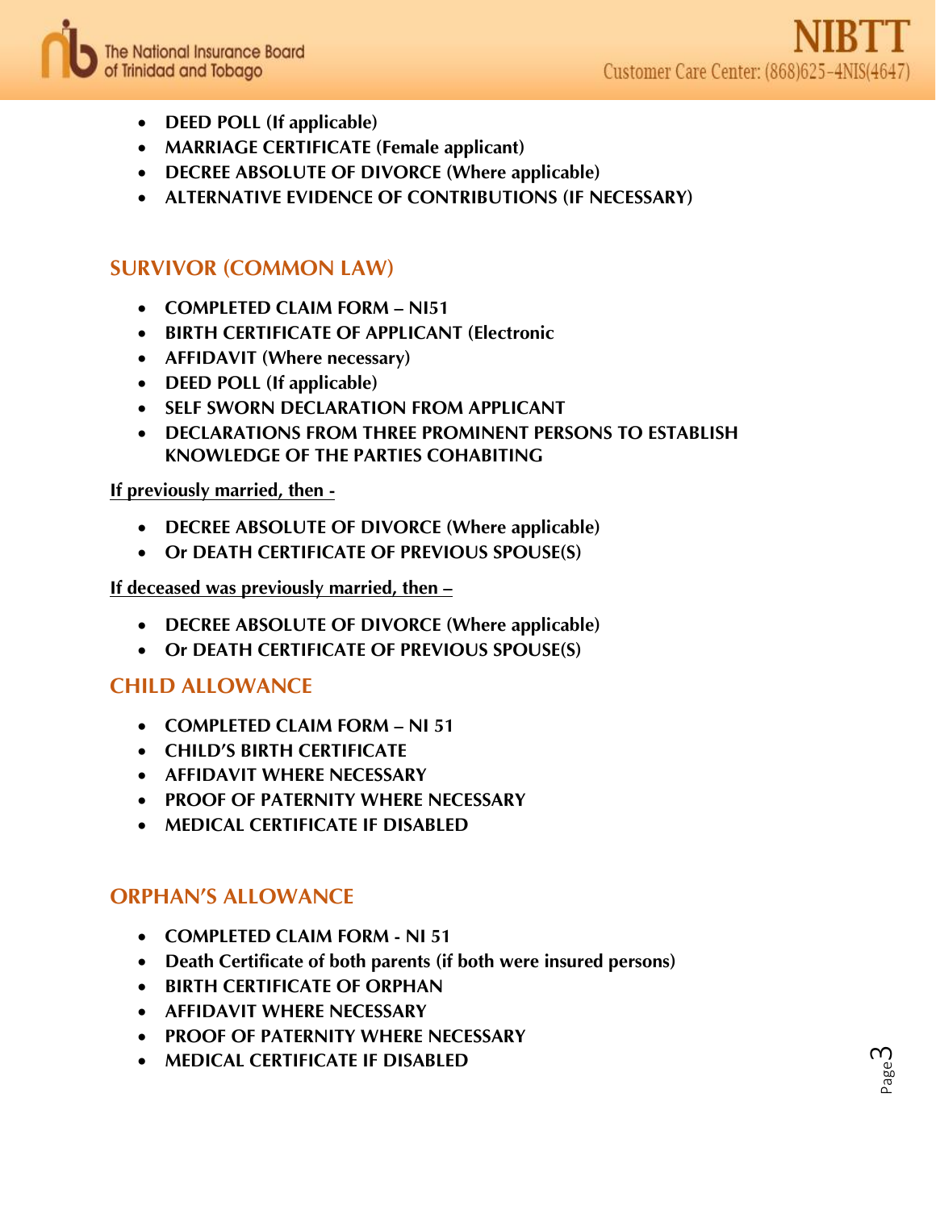- **DEED POLL (If applicable)**
- **MARRIAGE CERTIFICATE (Female applicant)**
- **DECREE ABSOLUTE OF DIVORCE (Where applicable)**
- **ALTERNATIVE EVIDENCE OF CONTRIBUTIONS (IF NECESSARY)**

## SURVIVOR (COMMON LAW)

- **COMPLETED CLAIM FORM – NI51**
- **BIRTH CERTIFICATE OF APPLICANT (Electronic**
- **AFFIDAVIT (Where necessary)**
- **DEED POLL (If applicable)**
- **SELF SWORN DECLARATION FROM APPLICANT**
- **DECLARATIONS FROM THREE PROMINENT PERSONS TO ESTABLISH KNOWLEDGE OF THE PARTIES COHABITING**

**If previously married, then -**

- **DECREE ABSOLUTE OF DIVORCE (Where applicable)**
- **Or DEATH CERTIFICATE OF PREVIOUS SPOUSE(S)**

**If deceased was previously married, then –**

- **DECREE ABSOLUTE OF DIVORCE (Where applicable)**
- **Or DEATH CERTIFICATE OF PREVIOUS SPOUSE(S)**

## CHILD ALLOWANCE

- **COMPLETED CLAIM FORM – NI 51**
- **CHILD'S BIRTH CERTIFICATE**
- **AFFIDAVIT WHERE NECESSARY**
- **PROOF OF PATERNITY WHERE NECESSARY**
- **MEDICAL CERTIFICATE IF DISABLED**

## ORPHAN'S ALLOWANCE

- **COMPLETED CLAIM FORM - NI 51**
- **Death Certificate of both parents (if both were insured persons)**
- **BIRTH CERTIFICATE OF ORPHAN**
- **AFFIDAVIT WHERE NECESSARY**
- **PROOF OF PATERNITY WHERE NECESSARY**
- **MEDICAL CERTIFICATE IF DISABLED**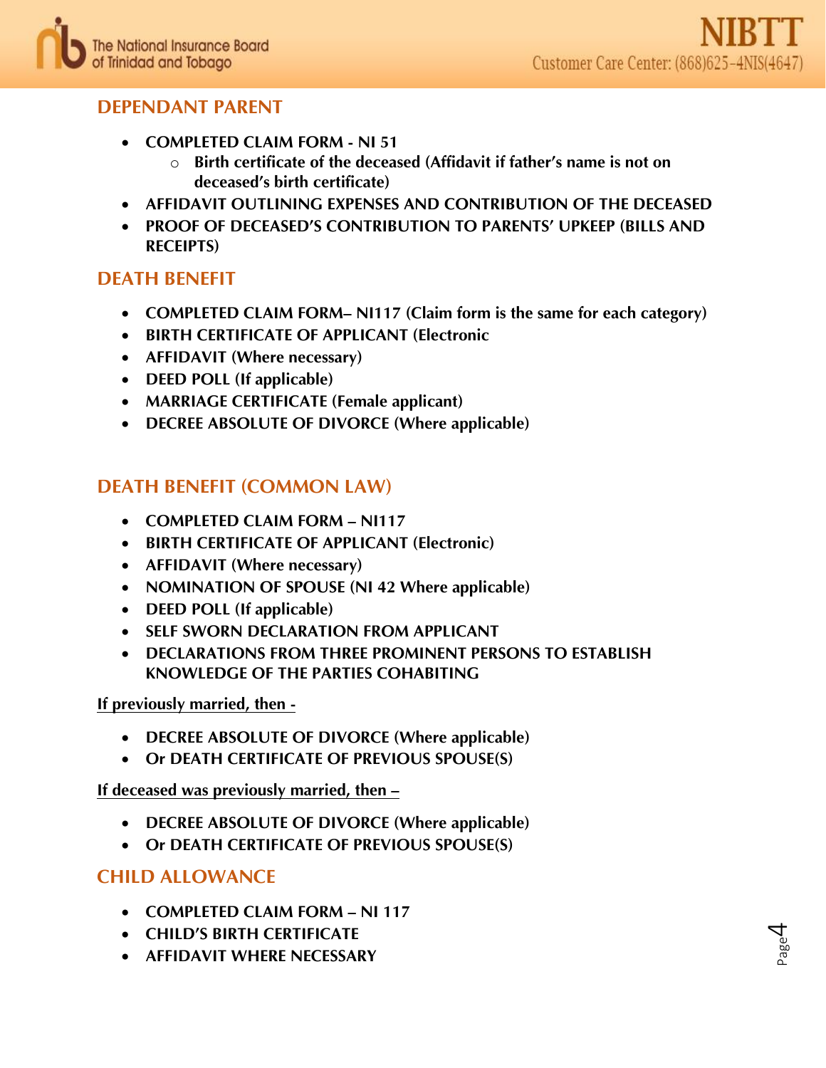## DEPENDANT PARENT

- **COMPLETED CLAIM FORM - NI 51**
  - **Birth certificate of the deceased (Affidavit if father's name is not on deceased's birth certificate)**
- **AFFIDAVIT OUTLINING EXPENSES AND CONTRIBUTION OF THE DECEASED**
- **PROOF OF DECEASED'S CONTRIBUTION TO PARENTS' UPKEEP (BILLS AND RECEIPTS)**

## DEATH BENEFIT

- **COMPLETED CLAIM FORM– NI117 (Claim form is the same for each category)**
- **BIRTH CERTIFICATE OF APPLICANT (Electronic**
- **AFFIDAVIT (Where necessary)**
- **DEED POLL (If applicable)**
- **MARRIAGE CERTIFICATE (Female applicant)**
- **DECREE ABSOLUTE OF DIVORCE (Where applicable)**

## DEATH BENEFIT (COMMON LAW)

- **COMPLETED CLAIM FORM – NI117**
- **BIRTH CERTIFICATE OF APPLICANT (Electronic)**
- **AFFIDAVIT (Where necessary)**
- **NOMINATION OF SPOUSE (NI 42 Where applicable)**
- **DEED POLL (If applicable)**
- **SELF SWORN DECLARATION FROM APPLICANT**
- **DECLARATIONS FROM THREE PROMINENT PERSONS TO ESTABLISH KNOWLEDGE OF THE PARTIES COHABITING**

**If previously married, then -**

- **DECREE ABSOLUTE OF DIVORCE (Where applicable)**
- **Or DEATH CERTIFICATE OF PREVIOUS SPOUSE(S)**

**If deceased was previously married, then –**

- **DECREE ABSOLUTE OF DIVORCE (Where applicable)**
- **Or DEATH CERTIFICATE OF PREVIOUS SPOUSE(S)**

## CHILD ALLOWANCE

- **COMPLETED CLAIM FORM – NI 117**
- **CHILD'S BIRTH CERTIFICATE**
- **AFFIDAVIT WHERE NECESSARY**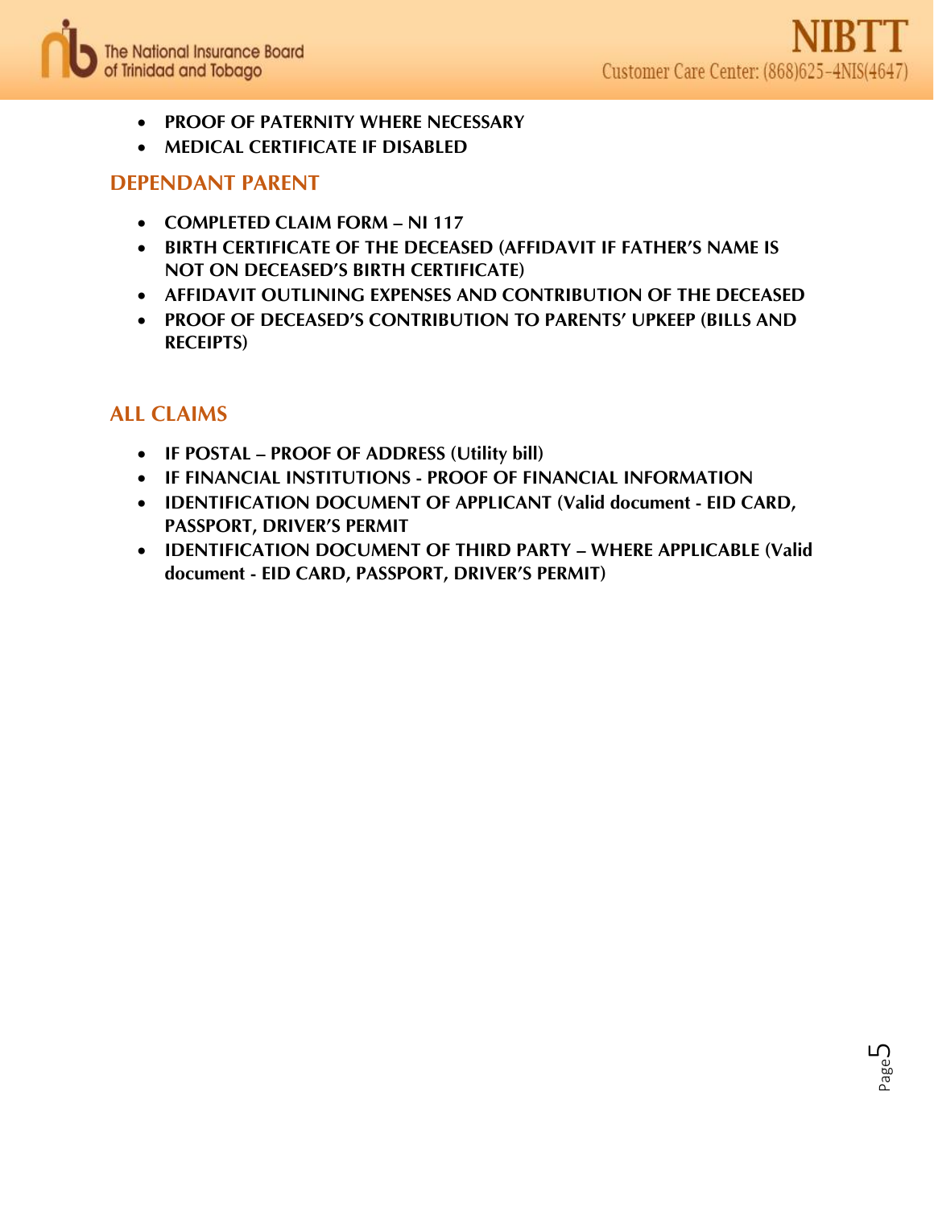- **PROOF OF PATERNITY WHERE NECESSARY**
- **MEDICAL CERTIFICATE IF DISABLED**

## DEPENDANT PARENT

- **COMPLETED CLAIM FORM – NI 117**
- **BIRTH CERTIFICATE OF THE DECEASED (AFFIDAVIT IF FATHER'S NAME IS NOT ON DECEASED'S BIRTH CERTIFICATE)**
- **AFFIDAVIT OUTLINING EXPENSES AND CONTRIBUTION OF THE DECEASED**
- **PROOF OF DECEASED'S CONTRIBUTION TO PARENTS' UPKEEP (BILLS AND RECEIPTS)**

## ALL CLAIMS

- **IF POSTAL – PROOF OF ADDRESS (Utility bill)**
- **IF FINANCIAL INSTITUTIONS - PROOF OF FINANCIAL INFORMATION**
- **IDENTIFICATION DOCUMENT OF APPLICANT (Valid document - EID CARD, PASSPORT, DRIVER'S PERMIT**
- **IDENTIFICATION DOCUMENT OF THIRD PARTY – WHERE APPLICABLE (Valid document - EID CARD, PASSPORT, DRIVER'S PERMIT)**